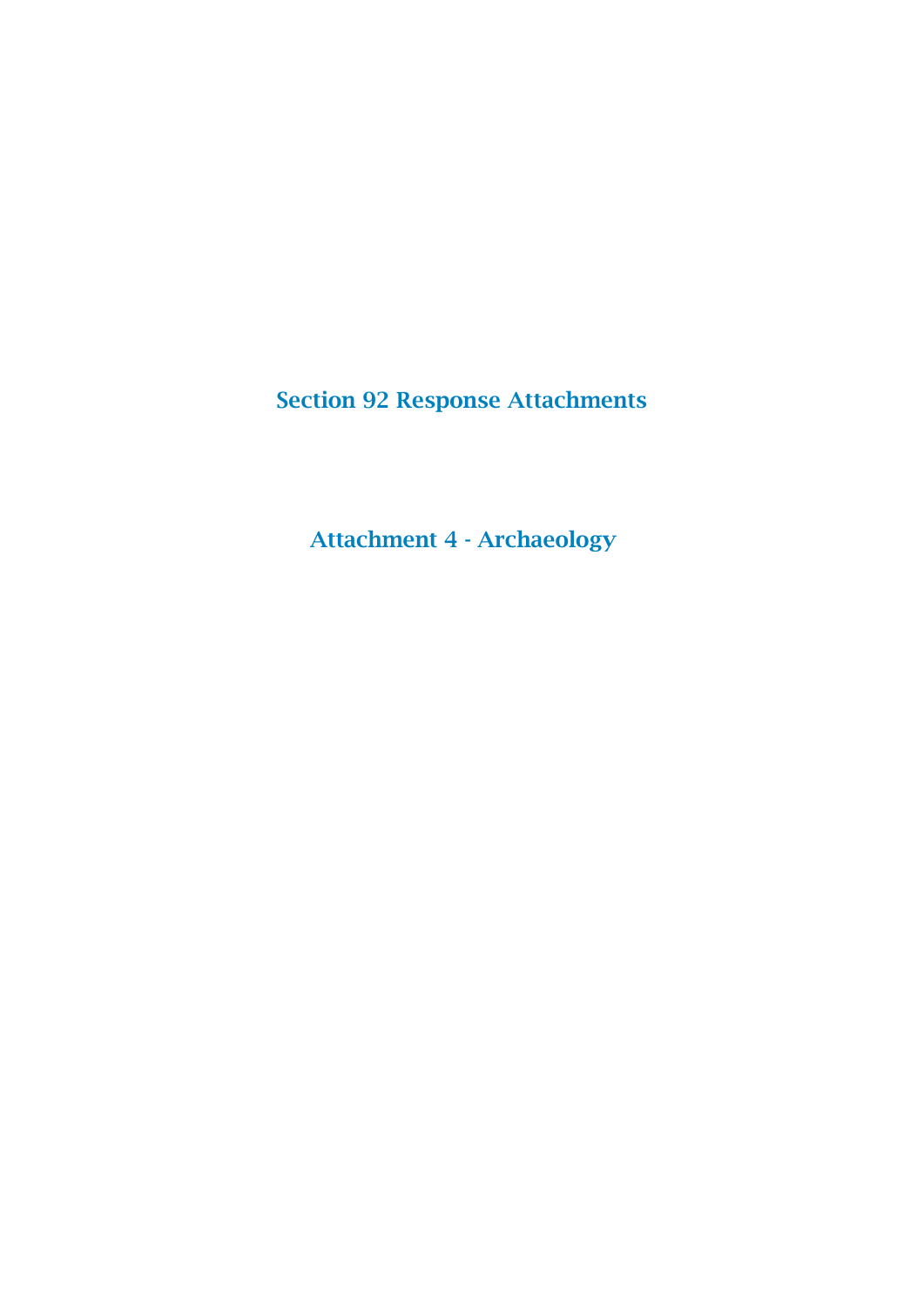# Section 92 Response Attachments

## Attachment 4 - Archaeology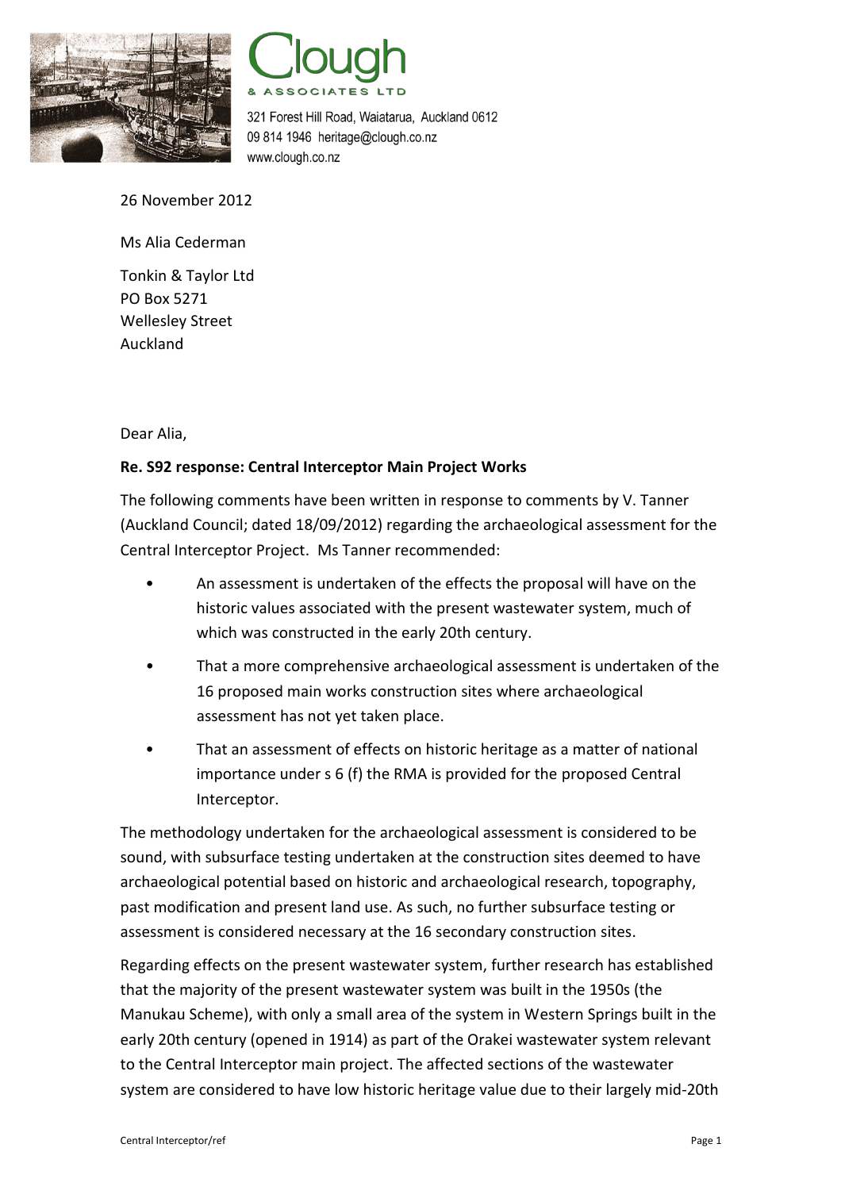Clough & Associates Ltd

321 Forest Hill Road, Waiatarua, Auckland 0612
09 814 1946 heritage@clough.co.nz
www.clough.co.nz

26 November 2012

Ms Alia Cederman

Tonkin & Taylor Ltd
PO Box 5271
Wellesley Street
Auckland

Dear Alia,

**Re. S92 response: Central Interceptor Main Project Works**

The following comments have been written in response to comments by V. Tanner (Auckland Council; dated 18/09/2012) regarding the archaeological assessment for the Central Interceptor Project. Ms Tanner recommended:

- An assessment is undertaken of the effects the proposal will have on the historic values associated with the present wastewater system, much of which was constructed in the early 20th century.
- That a more comprehensive archaeological assessment is undertaken of the 16 proposed main works construction sites where archaeological assessment has not yet taken place.
- That an assessment of effects on historic heritage as a matter of national importance under s 6 (f) the RMA is provided for the proposed Central Interceptor.

The methodology undertaken for the archaeological assessment is considered to be sound, with subsurface testing undertaken at the construction sites deemed to have archaeological potential based on historic and archaeological research, topography, past modification and present land use. As such, no further subsurface testing or assessment is considered necessary at the 16 secondary construction sites.

Regarding effects on the present wastewater system, further research has established that the majority of the present wastewater system was built in the 1950s (the Manukau Scheme), with only a small area of the system in Western Springs built in the early 20th century (opened in 1914) as part of the Orakei wastewater system relevant to the Central Interceptor main project. The affected sections of the wastewater system are considered to have low historic heritage value due to their largely mid-20th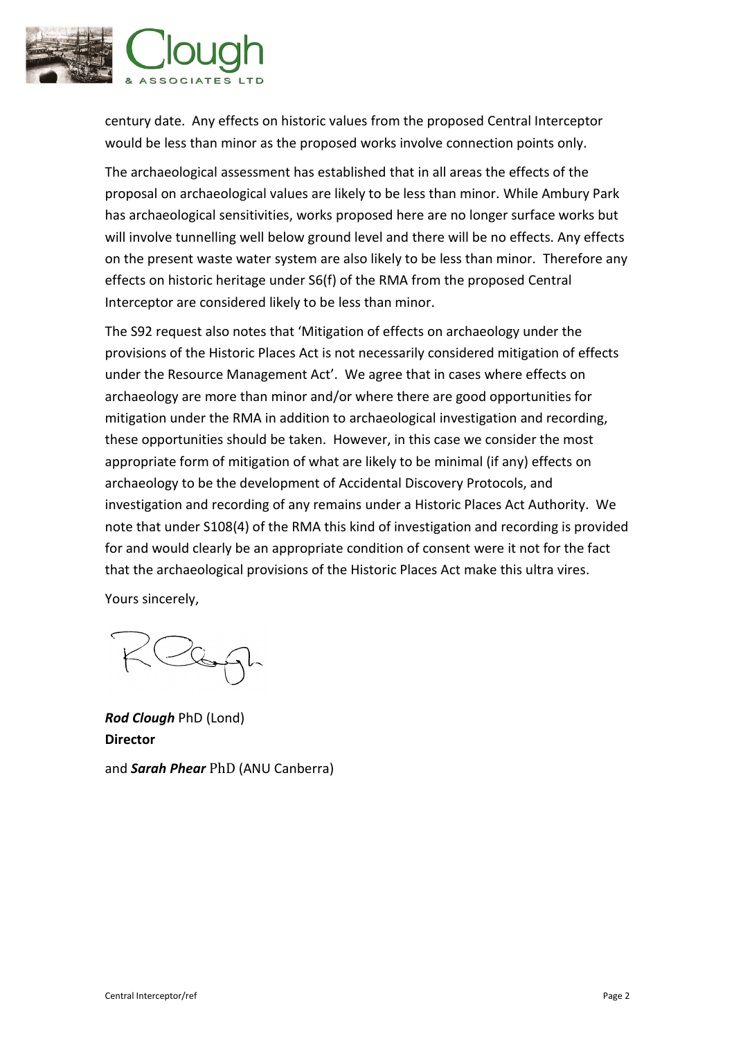century date. Any effects on historic values from the proposed Central Interceptor would be less than minor as the proposed works involve connection points only.

The archaeological assessment has established that in all areas the effects of the proposal on archaeological values are likely to be less than minor. While Ambury Park has archaeological sensitivities, works proposed here are no longer surface works but will involve tunnelling well below ground level and there will be no effects. Any effects on the present waste water system are also likely to be less than minor. Therefore any effects on historic heritage under S6(f) of the RMA from the proposed Central Interceptor are considered likely to be less than minor.

The S92 request also notes that 'Mitigation of effects on archaeology under the provisions of the Historic Places Act is not necessarily considered mitigation of effects under the Resource Management Act'. We agree that in cases where effects on archaeology are more than minor and/or where there are good opportunities for mitigation under the RMA in addition to archaeological investigation and recording, these opportunities should be taken. However, in this case we consider the most appropriate form of mitigation of what are likely to be minimal (if any) effects on archaeology to be the development of Accidental Discovery Protocols, and investigation and recording of any remains under a Historic Places Act Authority. We note that under S108(4) of the RMA this kind of investigation and recording is provided for and would clearly be an appropriate condition of consent were it not for the fact that the archaeological provisions of the Historic Places Act make this ultra vires.

Yours sincerely,

***Rod Clough*** PhD (Lond)
**Director**

and ***Sarah Phear*** PhD (ANU Canberra)